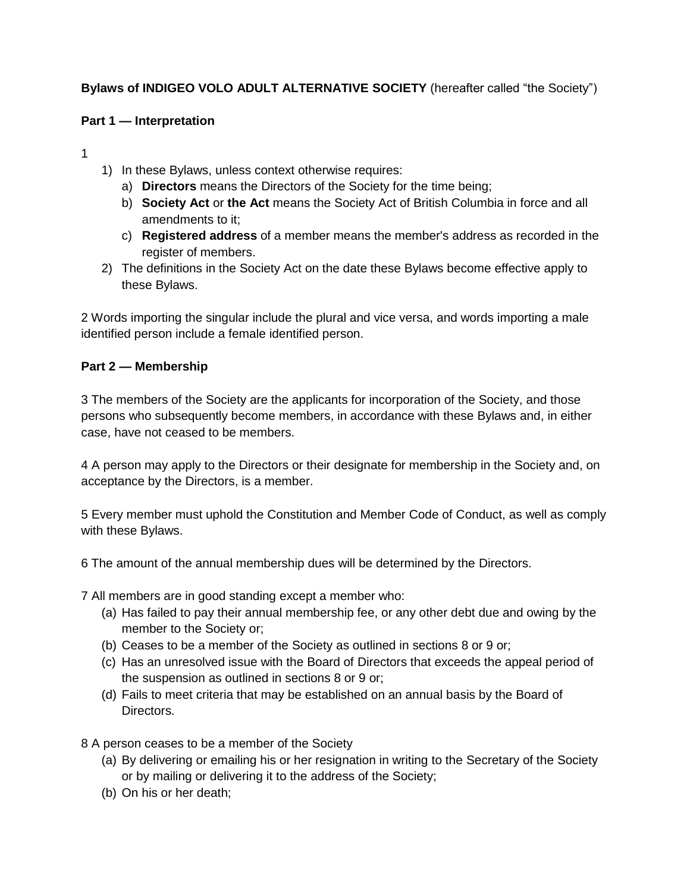**Bylaws of INDIGEO VOLO ADULT ALTERNATIVE SOCIETY** (hereafter called "the Society")

**Part 1 — Interpretation**

1

1) In these Bylaws, unless context otherwise requires:
    a) **Directors** means the Directors of the Society for the time being;
    b) **Society Act** or **the Act** means the Society Act of British Columbia in force and all amendments to it;
    c) **Registered address** of a member means the member's address as recorded in the register of members.
2) The definitions in the Society Act on the date these Bylaws become effective apply to these Bylaws.

2 Words importing the singular include the plural and vice versa, and words importing a male identified person include a female identified person.

**Part 2 — Membership**

3 The members of the Society are the applicants for incorporation of the Society, and those persons who subsequently become members, in accordance with these Bylaws and, in either case, have not ceased to be members.

4 A person may apply to the Directors or their designate for membership in the Society and, on acceptance by the Directors, is a member.

5 Every member must uphold the Constitution and Member Code of Conduct, as well as comply with these Bylaws.

6 The amount of the annual membership dues will be determined by the Directors.

7 All members are in good standing except a member who:

(a) Has failed to pay their annual membership fee, or any other debt due and owing by the member to the Society or;
(b) Ceases to be a member of the Society as outlined in sections 8 or 9 or;
(c) Has an unresolved issue with the Board of Directors that exceeds the appeal period of the suspension as outlined in sections 8 or 9 or;
(d) Fails to meet criteria that may be established on an annual basis by the Board of Directors.

8 A person ceases to be a member of the Society

(a) By delivering or emailing his or her resignation in writing to the Secretary of the Society or by mailing or delivering it to the address of the Society;
(b) On his or her death;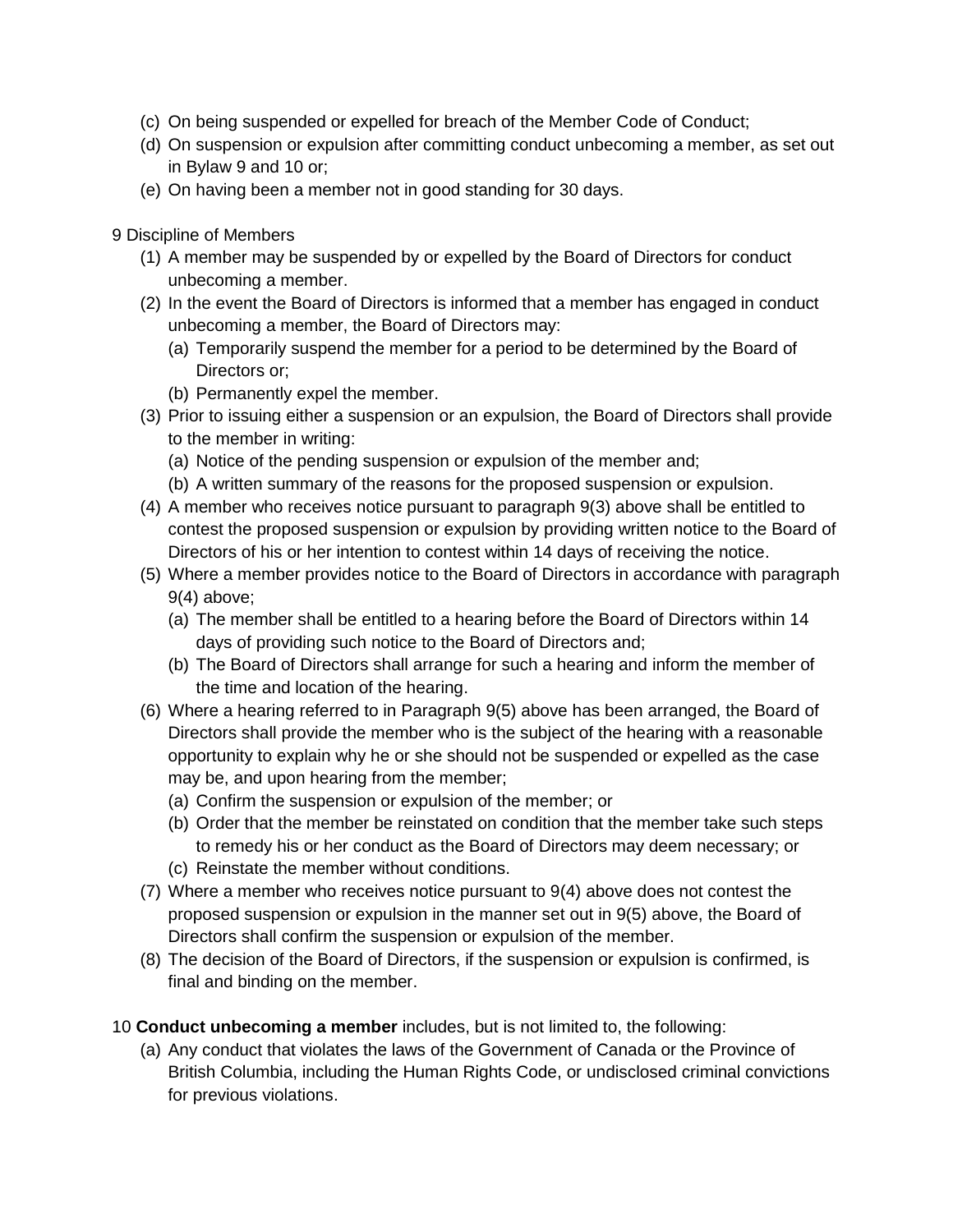(c) On being suspended or expelled for breach of the Member Code of Conduct;
(d) On suspension or expulsion after committing conduct unbecoming a member, as set out in Bylaw 9 and 10 or;
(e) On having been a member not in good standing for 30 days.

9 Discipline of Members

(1) A member may be suspended by or expelled by the Board of Directors for conduct unbecoming a member.
(2) In the event the Board of Directors is informed that a member has engaged in conduct unbecoming a member, the Board of Directors may:
    (a) Temporarily suspend the member for a period to be determined by the Board of Directors or;
    (b) Permanently expel the member.
(3) Prior to issuing either a suspension or an expulsion, the Board of Directors shall provide to the member in writing:
    (a) Notice of the pending suspension or expulsion of the member and;
    (b) A written summary of the reasons for the proposed suspension or expulsion.
(4) A member who receives notice pursuant to paragraph 9(3) above shall be entitled to contest the proposed suspension or expulsion by providing written notice to the Board of Directors of his or her intention to contest within 14 days of receiving the notice.
(5) Where a member provides notice to the Board of Directors in accordance with paragraph 9(4) above;
    (a) The member shall be entitled to a hearing before the Board of Directors within 14 days of providing such notice to the Board of Directors and;
    (b) The Board of Directors shall arrange for such a hearing and inform the member of the time and location of the hearing.
(6) Where a hearing referred to in Paragraph 9(5) above has been arranged, the Board of Directors shall provide the member who is the subject of the hearing with a reasonable opportunity to explain why he or she should not be suspended or expelled as the case may be, and upon hearing from the member;
    (a) Confirm the suspension or expulsion of the member; or
    (b) Order that the member be reinstated on condition that the member take such steps to remedy his or her conduct as the Board of Directors may deem necessary; or
    (c) Reinstate the member without conditions.
(7) Where a member who receives notice pursuant to 9(4) above does not contest the proposed suspension or expulsion in the manner set out in 9(5) above, the Board of Directors shall confirm the suspension or expulsion of the member.
(8) The decision of the Board of Directors, if the suspension or expulsion is confirmed, is final and binding on the member.

10 **Conduct unbecoming a member** includes, but is not limited to, the following:

(a) Any conduct that violates the laws of the Government of Canada or the Province of British Columbia, including the Human Rights Code, or undisclosed criminal convictions for previous violations.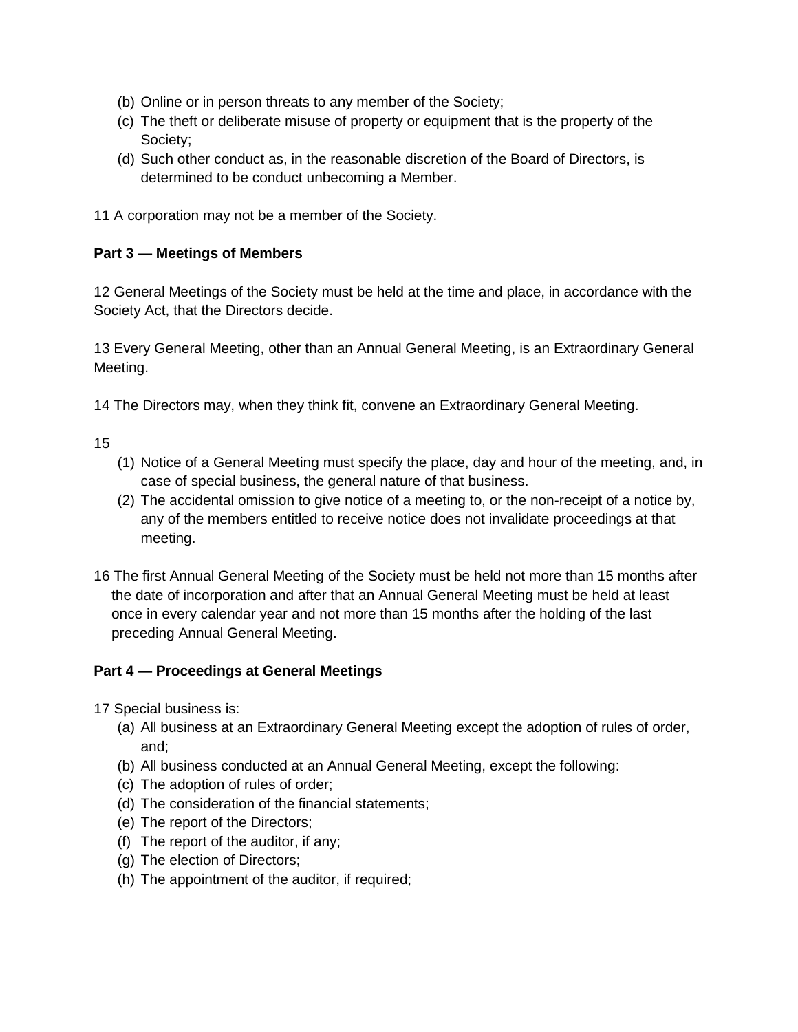(b) Online or in person threats to any member of the Society;
(c) The theft or deliberate misuse of property or equipment that is the property of the Society;
(d) Such other conduct as, in the reasonable discretion of the Board of Directors, is determined to be conduct unbecoming a Member.

11 A corporation may not be a member of the Society.

**Part 3 — Meetings of Members**

12 General Meetings of the Society must be held at the time and place, in accordance with the Society Act, that the Directors decide.

13 Every General Meeting, other than an Annual General Meeting, is an Extraordinary General Meeting.

14 The Directors may, when they think fit, convene an Extraordinary General Meeting.

15

(1) Notice of a General Meeting must specify the place, day and hour of the meeting, and, in case of special business, the general nature of that business.
(2) The accidental omission to give notice of a meeting to, or the non-receipt of a notice by, any of the members entitled to receive notice does not invalidate proceedings at that meeting.

16 The first Annual General Meeting of the Society must be held not more than 15 months after the date of incorporation and after that an Annual General Meeting must be held at least once in every calendar year and not more than 15 months after the holding of the last preceding Annual General Meeting.

**Part 4 — Proceedings at General Meetings**

17 Special business is:

(a) All business at an Extraordinary General Meeting except the adoption of rules of order, and;
(b) All business conducted at an Annual General Meeting, except the following:
(c) The adoption of rules of order;
(d) The consideration of the financial statements;
(e) The report of the Directors;
(f) The report of the auditor, if any;
(g) The election of Directors;
(h) The appointment of the auditor, if required;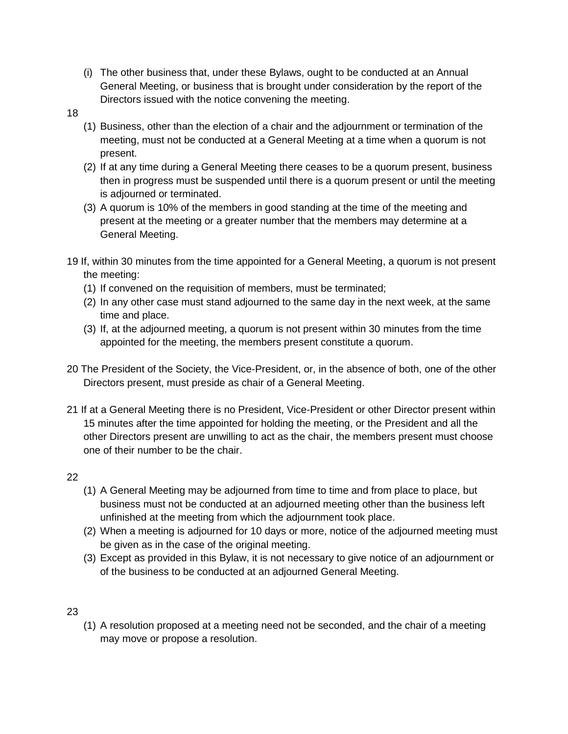(i) The other business that, under these Bylaws, ought to be conducted at an Annual General Meeting, or business that is brought under consideration by the report of the Directors issued with the notice convening the meeting.

18

(1) Business, other than the election of a chair and the adjournment or termination of the meeting, must not be conducted at a General Meeting at a time when a quorum is not present.

(2) If at any time during a General Meeting there ceases to be a quorum present, business then in progress must be suspended until there is a quorum present or until the meeting is adjourned or terminated.

(3) A quorum is 10% of the members in good standing at the time of the meeting and present at the meeting or a greater number that the members may determine at a General Meeting.

19 If, within 30 minutes from the time appointed for a General Meeting, a quorum is not present the meeting:

(1) If convened on the requisition of members, must be terminated;

(2) In any other case must stand adjourned to the same day in the next week, at the same time and place.

(3) If, at the adjourned meeting, a quorum is not present within 30 minutes from the time appointed for the meeting, the members present constitute a quorum.

20 The President of the Society, the Vice-President, or, in the absence of both, one of the other Directors present, must preside as chair of a General Meeting.

21 If at a General Meeting there is no President, Vice-President or other Director present within 15 minutes after the time appointed for holding the meeting, or the President and all the other Directors present are unwilling to act as the chair, the members present must choose one of their number to be the chair.

22

(1) A General Meeting may be adjourned from time to time and from place to place, but business must not be conducted at an adjourned meeting other than the business left unfinished at the meeting from which the adjournment took place.

(2) When a meeting is adjourned for 10 days or more, notice of the adjourned meeting must be given as in the case of the original meeting.

(3) Except as provided in this Bylaw, it is not necessary to give notice of an adjournment or of the business to be conducted at an adjourned General Meeting.

23

(1) A resolution proposed at a meeting need not be seconded, and the chair of a meeting may move or propose a resolution.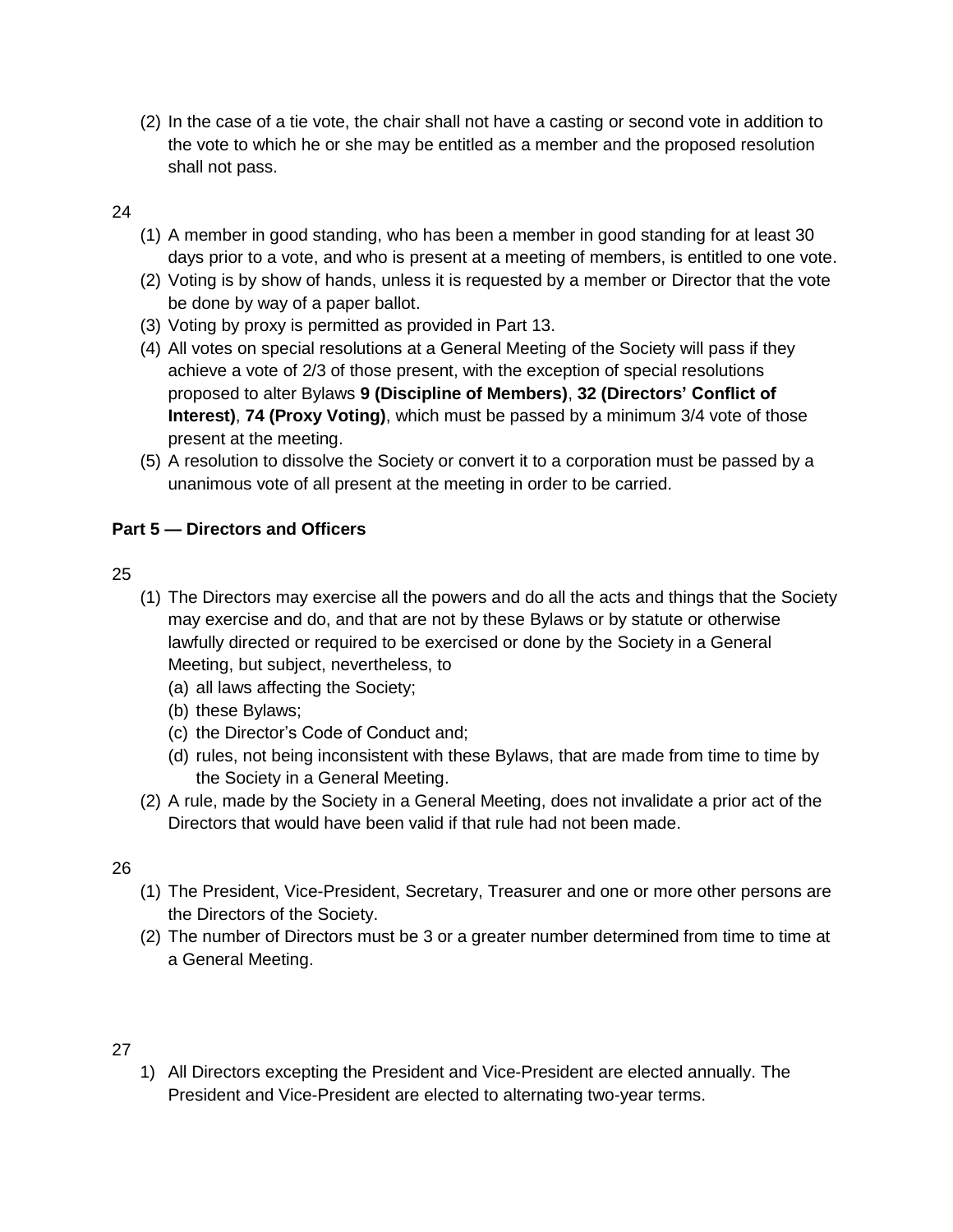(2) In the case of a tie vote, the chair shall not have a casting or second vote in addition to the vote to which he or she may be entitled as a member and the proposed resolution shall not pass.

24

(1) A member in good standing, who has been a member in good standing for at least 30 days prior to a vote, and who is present at a meeting of members, is entitled to one vote.
(2) Voting is by show of hands, unless it is requested by a member or Director that the vote be done by way of a paper ballot.
(3) Voting by proxy is permitted as provided in Part 13.
(4) All votes on special resolutions at a General Meeting of the Society will pass if they achieve a vote of 2/3 of those present, with the exception of special resolutions proposed to alter Bylaws **9 (Discipline of Members)**, **32 (Directors' Conflict of Interest)**, **74 (Proxy Voting)**, which must be passed by a minimum 3/4 vote of those present at the meeting.
(5) A resolution to dissolve the Society or convert it to a corporation must be passed by a unanimous vote of all present at the meeting in order to be carried.

**Part 5 — Directors and Officers**

25

(1) The Directors may exercise all the powers and do all the acts and things that the Society may exercise and do, and that are not by these Bylaws or by statute or otherwise lawfully directed or required to be exercised or done by the Society in a General Meeting, but subject, nevertheless, to
   (a) all laws affecting the Society;
   (b) these Bylaws;
   (c) the Director's Code of Conduct and;
   (d) rules, not being inconsistent with these Bylaws, that are made from time to time by the Society in a General Meeting.
(2) A rule, made by the Society in a General Meeting, does not invalidate a prior act of the Directors that would have been valid if that rule had not been made.

26

(1) The President, Vice-President, Secretary, Treasurer and one or more other persons are the Directors of the Society.
(2) The number of Directors must be 3 or a greater number determined from time to time at a General Meeting.

27

1) All Directors excepting the President and Vice-President are elected annually. The President and Vice-President are elected to alternating two-year terms.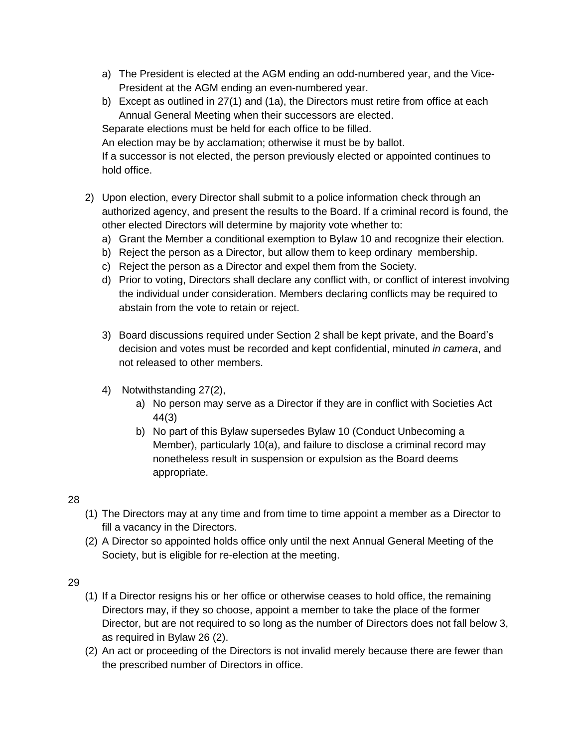a) The President is elected at the AGM ending an odd-numbered year, and the Vice-President at the AGM ending an even-numbered year.
b) Except as outlined in 27(1) and (1a), the Directors must retire from office at each Annual General Meeting when their successors are elected.

Separate elections must be held for each office to be filled.

An election may be by acclamation; otherwise it must be by ballot.

If a successor is not elected, the person previously elected or appointed continues to hold office.

2) Upon election, every Director shall submit to a police information check through an authorized agency, and present the results to the Board. If a criminal record is found, the other elected Directors will determine by majority vote whether to:
   a) Grant the Member a conditional exemption to Bylaw 10 and recognize their election.
   b) Reject the person as a Director, but allow them to keep ordinary membership.
   c) Reject the person as a Director and expel them from the Society.
   d) Prior to voting, Directors shall declare any conflict with, or conflict of interest involving the individual under consideration. Members declaring conflicts may be required to abstain from the vote to retain or reject.

3) Board discussions required under Section 2 shall be kept private, and the Board's decision and votes must be recorded and kept confidential, minuted *in camera*, and not released to other members.

4) Notwithstanding 27(2),
   a) No person may serve as a Director if they are in conflict with Societies Act 44(3)
   b) No part of this Bylaw supersedes Bylaw 10 (Conduct Unbecoming a Member), particularly 10(a), and failure to disclose a criminal record may nonetheless result in suspension or expulsion as the Board deems appropriate.

28

(1) The Directors may at any time and from time to time appoint a member as a Director to fill a vacancy in the Directors.

(2) A Director so appointed holds office only until the next Annual General Meeting of the Society, but is eligible for re-election at the meeting.

29

(1) If a Director resigns his or her office or otherwise ceases to hold office, the remaining Directors may, if they so choose, appoint a member to take the place of the former Director, but are not required to so long as the number of Directors does not fall below 3, as required in Bylaw 26 (2).

(2) An act or proceeding of the Directors is not invalid merely because there are fewer than the prescribed number of Directors in office.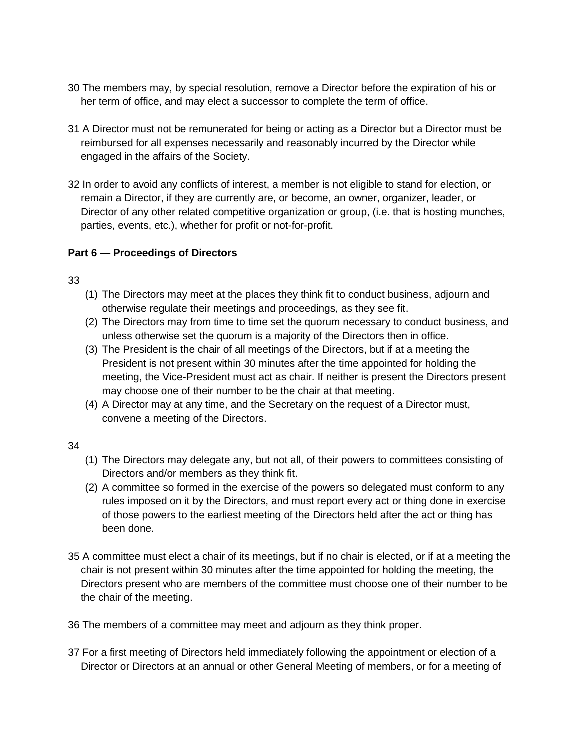30 The members may, by special resolution, remove a Director before the expiration of his or her term of office, and may elect a successor to complete the term of office.

31 A Director must not be remunerated for being or acting as a Director but a Director must be reimbursed for all expenses necessarily and reasonably incurred by the Director while engaged in the affairs of the Society.

32 In order to avoid any conflicts of interest, a member is not eligible to stand for election, or remain a Director, if they are currently are, or become, an owner, organizer, leader, or Director of any other related competitive organization or group, (i.e. that is hosting munches, parties, events, etc.), whether for profit or not-for-profit.

**Part 6 — Proceedings of Directors**

33

(1) The Directors may meet at the places they think fit to conduct business, adjourn and otherwise regulate their meetings and proceedings, as they see fit.

(2) The Directors may from time to time set the quorum necessary to conduct business, and unless otherwise set the quorum is a majority of the Directors then in office.

(3) The President is the chair of all meetings of the Directors, but if at a meeting the President is not present within 30 minutes after the time appointed for holding the meeting, the Vice-President must act as chair. If neither is present the Directors present may choose one of their number to be the chair at that meeting.

(4) A Director may at any time, and the Secretary on the request of a Director must, convene a meeting of the Directors.

34

(1) The Directors may delegate any, but not all, of their powers to committees consisting of Directors and/or members as they think fit.

(2) A committee so formed in the exercise of the powers so delegated must conform to any rules imposed on it by the Directors, and must report every act or thing done in exercise of those powers to the earliest meeting of the Directors held after the act or thing has been done.

35 A committee must elect a chair of its meetings, but if no chair is elected, or if at a meeting the chair is not present within 30 minutes after the time appointed for holding the meeting, the Directors present who are members of the committee must choose one of their number to be the chair of the meeting.

36 The members of a committee may meet and adjourn as they think proper.

37 For a first meeting of Directors held immediately following the appointment or election of a Director or Directors at an annual or other General Meeting of members, or for a meeting of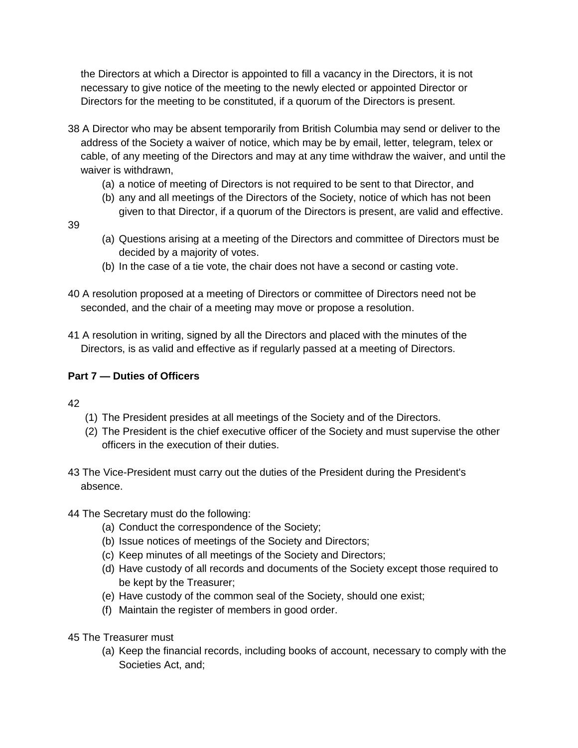the Directors at which a Director is appointed to fill a vacancy in the Directors, it is not necessary to give notice of the meeting to the newly elected or appointed Director or Directors for the meeting to be constituted, if a quorum of the Directors is present.

38 A Director who may be absent temporarily from British Columbia may send or deliver to the address of the Society a waiver of notice, which may be by email, letter, telegram, telex or cable, of any meeting of the Directors and may at any time withdraw the waiver, and until the waiver is withdrawn,

- (a) a notice of meeting of Directors is not required to be sent to that Director, and
- (b) any and all meetings of the Directors of the Society, notice of which has not been given to that Director, if a quorum of the Directors is present, are valid and effective.

39

- (a) Questions arising at a meeting of the Directors and committee of Directors must be decided by a majority of votes.
- (b) In the case of a tie vote, the chair does not have a second or casting vote.

40 A resolution proposed at a meeting of Directors or committee of Directors need not be seconded, and the chair of a meeting may move or propose a resolution.

41 A resolution in writing, signed by all the Directors and placed with the minutes of the Directors, is as valid and effective as if regularly passed at a meeting of Directors.

**Part 7 — Duties of Officers**

42

- (1) The President presides at all meetings of the Society and of the Directors.
- (2) The President is the chief executive officer of the Society and must supervise the other officers in the execution of their duties.

43 The Vice-President must carry out the duties of the President during the President's absence.

44 The Secretary must do the following:

- (a) Conduct the correspondence of the Society;
- (b) Issue notices of meetings of the Society and Directors;
- (c) Keep minutes of all meetings of the Society and Directors;
- (d) Have custody of all records and documents of the Society except those required to be kept by the Treasurer;
- (e) Have custody of the common seal of the Society, should one exist;
- (f) Maintain the register of members in good order.

45 The Treasurer must

- (a) Keep the financial records, including books of account, necessary to comply with the Societies Act, and;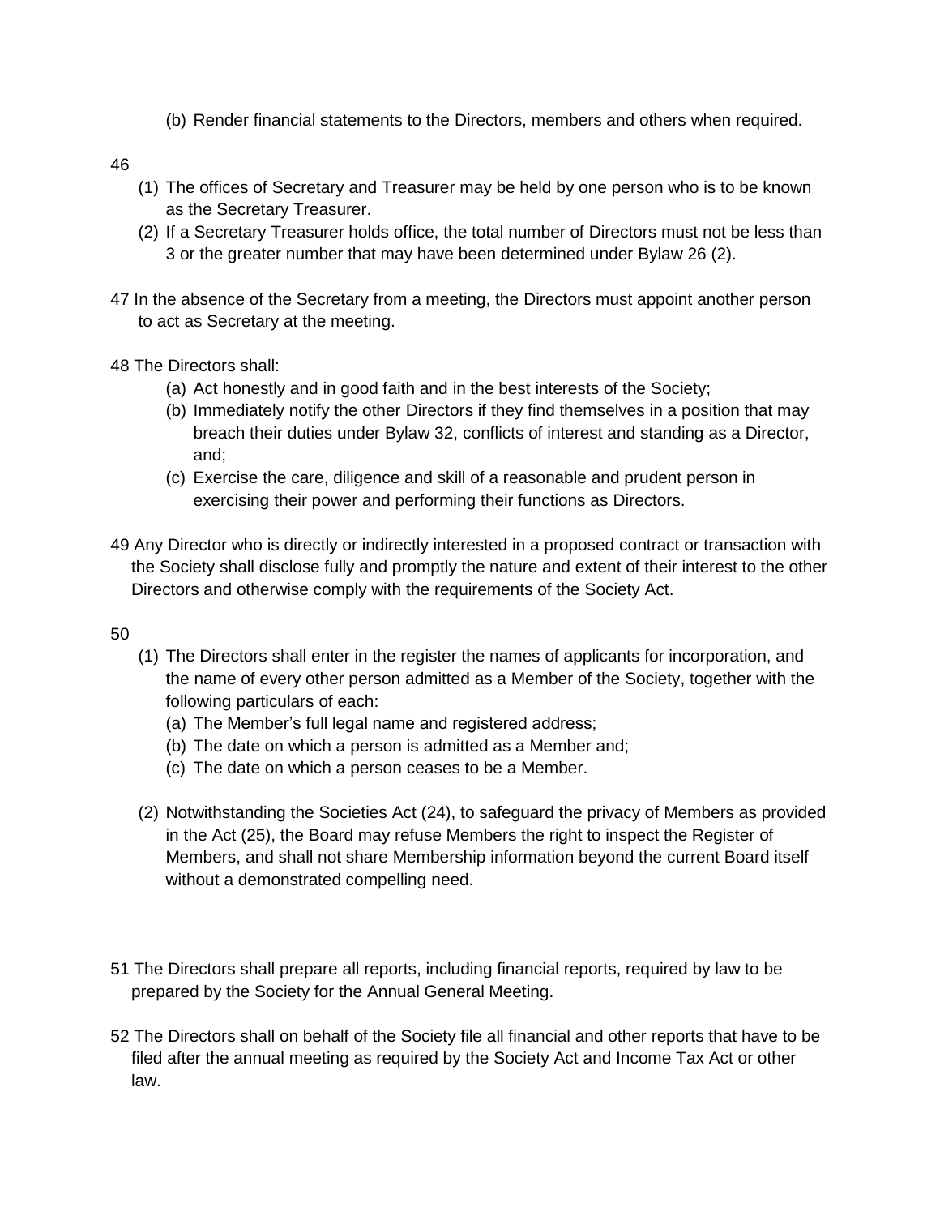(b) Render financial statements to the Directors, members and others when required.

46

(1) The offices of Secretary and Treasurer may be held by one person who is to be known as the Secretary Treasurer.
(2) If a Secretary Treasurer holds office, the total number of Directors must not be less than 3 or the greater number that may have been determined under Bylaw 26 (2).

47 In the absence of the Secretary from a meeting, the Directors must appoint another person to act as Secretary at the meeting.

48 The Directors shall:

(a) Act honestly and in good faith and in the best interests of the Society;
(b) Immediately notify the other Directors if they find themselves in a position that may breach their duties under Bylaw 32, conflicts of interest and standing as a Director, and;
(c) Exercise the care, diligence and skill of a reasonable and prudent person in exercising their power and performing their functions as Directors.

49 Any Director who is directly or indirectly interested in a proposed contract or transaction with the Society shall disclose fully and promptly the nature and extent of their interest to the other Directors and otherwise comply with the requirements of the Society Act.

50

(1) The Directors shall enter in the register the names of applicants for incorporation, and the name of every other person admitted as a Member of the Society, together with the following particulars of each:
   (a) The Member's full legal name and registered address;
   (b) The date on which a person is admitted as a Member and;
   (c) The date on which a person ceases to be a Member.

(2) Notwithstanding the Societies Act (24), to safeguard the privacy of Members as provided in the Act (25), the Board may refuse Members the right to inspect the Register of Members, and shall not share Membership information beyond the current Board itself without a demonstrated compelling need.

51 The Directors shall prepare all reports, including financial reports, required by law to be prepared by the Society for the Annual General Meeting.

52 The Directors shall on behalf of the Society file all financial and other reports that have to be filed after the annual meeting as required by the Society Act and Income Tax Act or other law.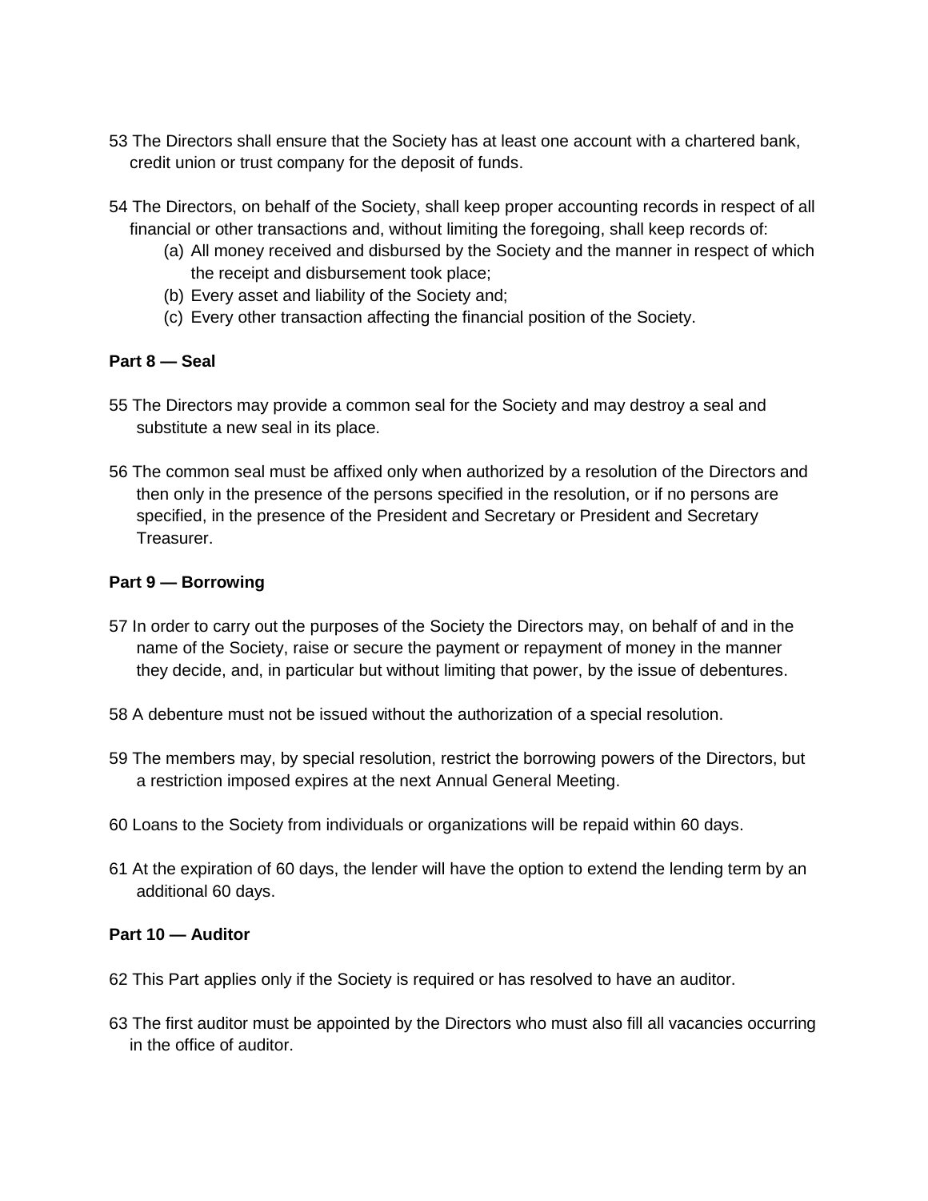53 The Directors shall ensure that the Society has at least one account with a chartered bank, credit union or trust company for the deposit of funds.

54 The Directors, on behalf of the Society, shall keep proper accounting records in respect of all financial or other transactions and, without limiting the foregoing, shall keep records of:

(a) All money received and disbursed by the Society and the manner in respect of which the receipt and disbursement took place;
(b) Every asset and liability of the Society and;
(c) Every other transaction affecting the financial position of the Society.

**Part 8 — Seal**

55 The Directors may provide a common seal for the Society and may destroy a seal and substitute a new seal in its place.

56 The common seal must be affixed only when authorized by a resolution of the Directors and then only in the presence of the persons specified in the resolution, or if no persons are specified, in the presence of the President and Secretary or President and Secretary Treasurer.

**Part 9 — Borrowing**

57 In order to carry out the purposes of the Society the Directors may, on behalf of and in the name of the Society, raise or secure the payment or repayment of money in the manner they decide, and, in particular but without limiting that power, by the issue of debentures.

58 A debenture must not be issued without the authorization of a special resolution.

59 The members may, by special resolution, restrict the borrowing powers of the Directors, but a restriction imposed expires at the next Annual General Meeting.

60 Loans to the Society from individuals or organizations will be repaid within 60 days.

61 At the expiration of 60 days, the lender will have the option to extend the lending term by an additional 60 days.

**Part 10 — Auditor**

62 This Part applies only if the Society is required or has resolved to have an auditor.

63 The first auditor must be appointed by the Directors who must also fill all vacancies occurring in the office of auditor.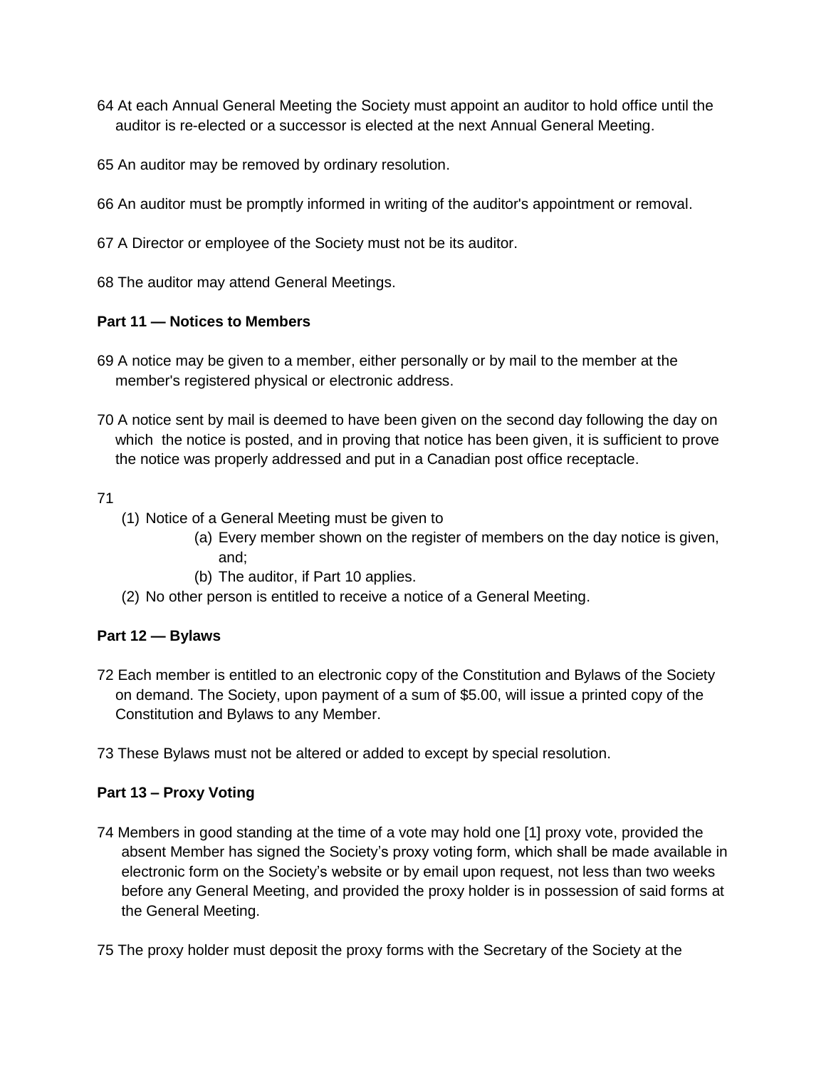64 At each Annual General Meeting the Society must appoint an auditor to hold office until the auditor is re-elected or a successor is elected at the next Annual General Meeting.

65 An auditor may be removed by ordinary resolution.

66 An auditor must be promptly informed in writing of the auditor's appointment or removal.

67 A Director or employee of the Society must not be its auditor.

68 The auditor may attend General Meetings.

**Part 11 — Notices to Members**

69 A notice may be given to a member, either personally or by mail to the member at the member's registered physical or electronic address.

70 A notice sent by mail is deemed to have been given on the second day following the day on which the notice is posted, and in proving that notice has been given, it is sufficient to prove the notice was properly addressed and put in a Canadian post office receptacle.

71

(1) Notice of a General Meeting must be given to
   - (a) Every member shown on the register of members on the day notice is given, and;
   - (b) The auditor, if Part 10 applies.

(2) No other person is entitled to receive a notice of a General Meeting.

**Part 12 — Bylaws**

72 Each member is entitled to an electronic copy of the Constitution and Bylaws of the Society on demand. The Society, upon payment of a sum of $5.00, will issue a printed copy of the Constitution and Bylaws to any Member.

73 These Bylaws must not be altered or added to except by special resolution.

**Part 13 – Proxy Voting**

74 Members in good standing at the time of a vote may hold one [1] proxy vote, provided the absent Member has signed the Society's proxy voting form, which shall be made available in electronic form on the Society's website or by email upon request, not less than two weeks before any General Meeting, and provided the proxy holder is in possession of said forms at the General Meeting.

75 The proxy holder must deposit the proxy forms with the Secretary of the Society at the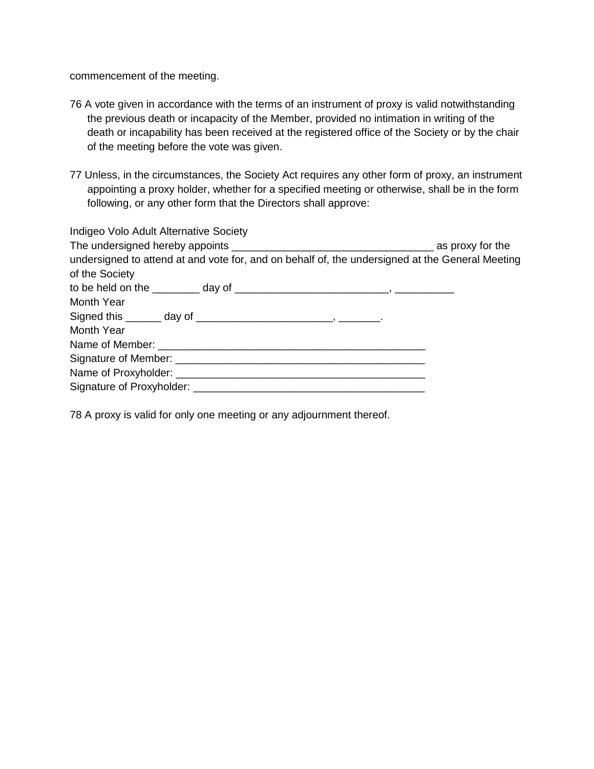commencement of the meeting.

76 A vote given in accordance with the terms of an instrument of proxy is valid notwithstanding the previous death or incapacity of the Member, provided no intimation in writing of the death or incapability has been received at the registered office of the Society or by the chair of the meeting before the vote was given.

77 Unless, in the circumstances, the Society Act requires any other form of proxy, an instrument appointing a proxy holder, whether for a specified meeting or otherwise, shall be in the form following, or any other form that the Directors shall approve:

Indigeo Volo Adult Alternative Society
The undersigned hereby appoints __________________________________ as proxy for the undersigned to attend at and vote for, and on behalf of, the undersigned at the General Meeting of the Society
to be held on the ________ day of __________________________, __________
Month Year
Signed this ______ day of _______________________, _______.
Month Year
Name of Member: ______________________________________________
Signature of Member: ___________________________________________
Name of Proxyholder: ___________________________________________
Signature of Proxyholder: ________________________________________

78 A proxy is valid for only one meeting or any adjournment thereof.